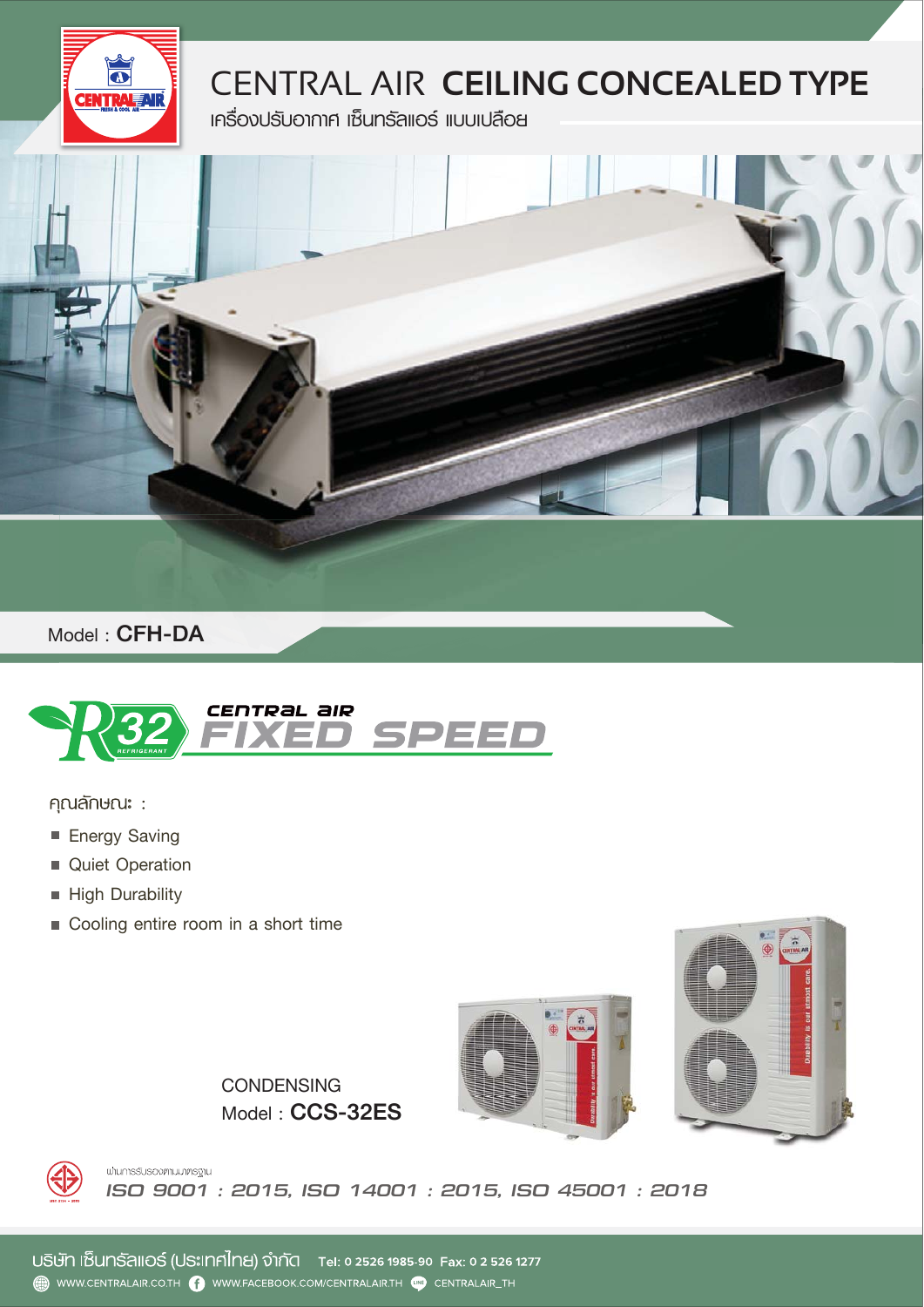# CENTRAL AIR **CEILING CONCEALED TYPE**

เครื่องปรับอากาศ เซ็นทรัลแอร์ แบบเปลือย

Model : **CFH-DA**

R32 REFRIGERANT

CENTRAL AIR **FIXED SPEED**

คุณลักษณะ :

- Energy Saving
- Quiet Operation
- High Durability
- Cooling entire room in a short time

CONDENSING
Model : **CCS-32ES**

ผ่านการรับรองตามมาตรฐาน

*ISO 9001 : 2015, ISO 14001 : 2015, ISO 45001 : 2018*

บริษัท เซ็นทรัลแอร์ (ประเทศไทย) จำกัด Tel: 0 2526 1985-90 Fax: 0 2 526 1277

WWW.CENTRALAIR.CO.TH WWW.FACEBOOK.COM/CENTRALAIR.TH CENTRALAIR_TH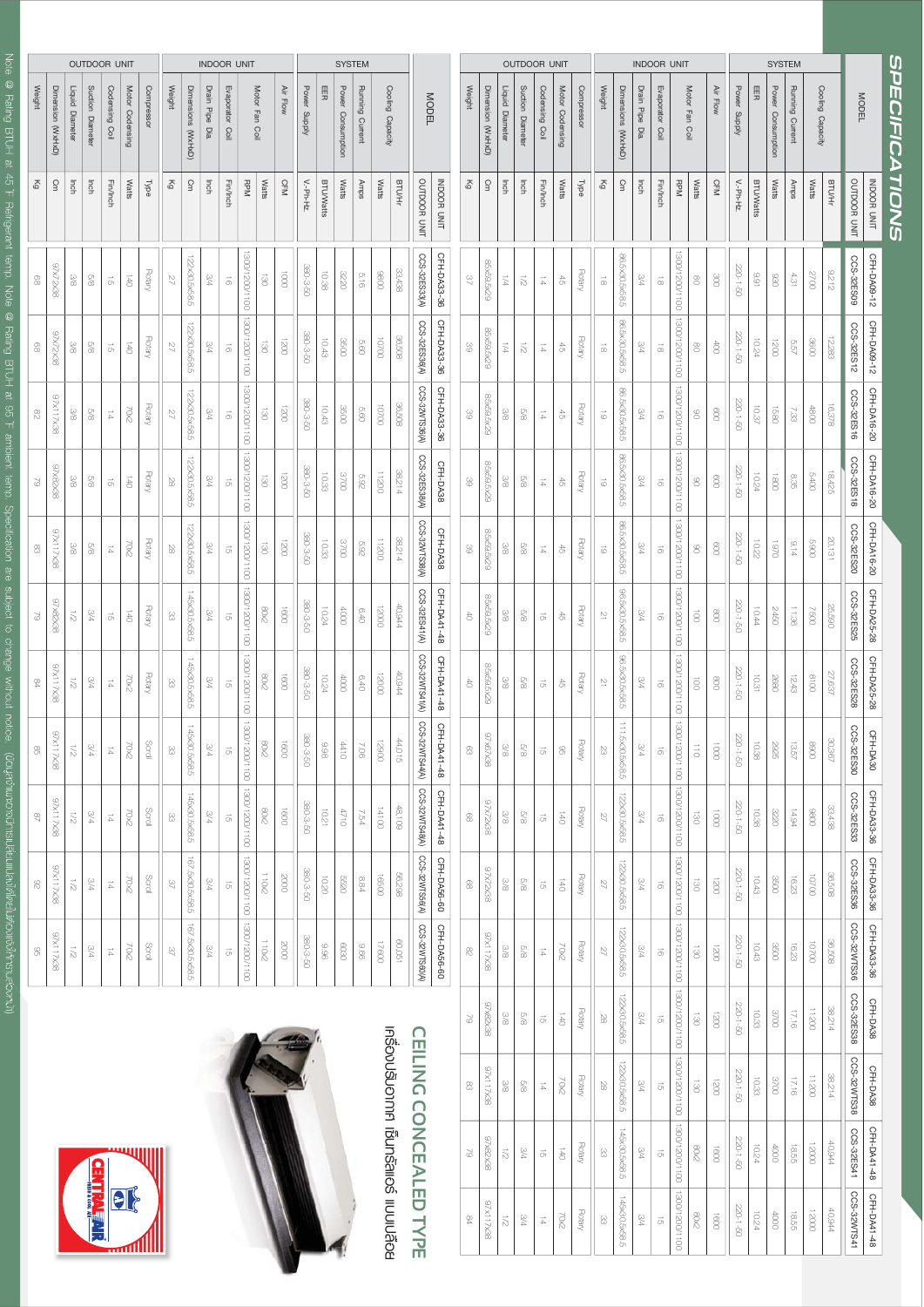# SPECIFICATIONS

| MODEL | INDOOR UNIT | CFH-DA09-12 | CFH-DA09-12 | CFH-DA16-20 | CFH-DA16-20 | CFH-DA16-20 | CFH-DA25-28 | CFH-DA25-28 | CFH-DA30 | CFH-DA33-36 | CFH-DA33-36 | CFH-DA33-36 | CFH-DA38 | CFH-DA38 | CFH-DA41-48 | CFH-DA41-48 |
|---|---|---|---|---|---|---|---|---|---|---|---|---|---|---|---|---|
| | OUTDOOR UNIT | CCS-32ES09 | CCS-32ES12 | CCS-32ES16 | CCS-32ES18 | CCS-32ES20 | CCS-32ES25 | CCS-32ES28 | CCS-32ES30 | CCS-32ES33 | CCS-32ES36 | CCS-32WTS36 | CCS-32ES38 | CCS-32WTS38 | CCS-32ES41 | CCS-32WTS41 |
| **SYSTEM** | | | | | | | | | | | | | | | | |
| Cooling Capacity | BTU/Hr | 9,212 | 12,283 | 16,378 | 18,425 | 20,131 | 25,590 | 27,637 | 30,367 | 33,438 | 36,508 | 36,508 | 38,214 | 38,214 | 40,944 | 40,944 |
| | Watts | 2700 | 3600 | 4800 | 5400 | 5900 | 7500 | 8100 | 8900 | 9800 | 10700 | 10700 | 11200 | 11200 | 12000 | 12000 |
| Running Current | Amps | 4.31 | 5.57 | 7.33 | 8.35 | 9.14 | 11.36 | 12.43 | 13.57 | 14.94 | 16.23 | 16.23 | 17.16 | 17.16 | 18.55 | 18.55 |
| Power Consumption | Watts | 930 | 1200 | 1580 | 1800 | 1970 | 2450 | 2680 | 2925 | 3220 | 3500 | 3500 | 3700 | 3700 | 4000 | 4000 |
| EER | BTU/Watts | 9.91 | 10.24 | 10.37 | 10.24 | 10.22 | 10.44 | 10.31 | 10.38 | 10.38 | 10.43 | 10.43 | 10.33 | 10.33 | 10.24 | 10.24 |
| Power Supply | V.-Ph-Hz. | 220-1-50 | 220-1-50 | 220-1-50 | 220-1-50 | 220-1-50 | 220-1-50 | 220-1-50 | 220-1-50 | 220-1-50 | 220-1-50 | 220-1-50 | 220-1-50 | 220-1-50 | 220-1-50 | 220-1-50 |
| **INDOOR UNIT** | | | | | | | | | | | | | | | | |
| Air Flow | CFM | 300 | 400 | 600 | 600 | 600 | 800 | 800 | 1000 | 1000 | 1200 | 1200 | 1200 | 1200 | 1600 | 1600 |
| Motor Fan Coil | Watts | 60 | 80 | 90 | 90 | 90 | 100 | 100 | 110 | 130 | 130 | 130 | 130 | 130 | 80x2 | 80x2 |
| | RPM | 1300/1200/1100 | 1300/1200/1100 | 1300/1200/1100 | 1300/1200/1100 | 1300/1200/1100 | 1300/1200/1100 | 1300/1200/1100 | 1300/1200/1100 | 1300/1200/1100 | 1300/1200/1100 | 1300/1200/1100 | 1300/1200/1100 | 1300/1200/1100 | 1300/1200/1100 | 1300/1200/1100 |
| Evaporator Coil | Fin/Inch | 18 | 18 | 16 | 16 | 16 | 16 | 16 | 16 | 16 | 16 | 16 | 15 | 15 | 15 | 15 |
| Drain Pipe Dia. | Inch | 3/4 | 3/4 | 3/4 | 3/4 | 3/4 | 3/4 | 3/4 | 3/4 | 3/4 | 3/4 | 3/4 | 3/4 | 3/4 | 3/4 | 3/4 |
| Dimensions (WxHxD) | Cm | 86.5x30.5x58.5 | 86.5x30.5x58.5 | 86.5x30.5x58.5 | 86.5x30.5x58.5 | 86.5x30.5x58.5 | 96.5x30.5x58.5 | 96.5x30.5x58.5 | 111.5x30.5x58.5 | 122x30.5x58.5 | 122x30.5x58.5 | 122x30.5x58.5 | 122x30.5x58.5 | 122x30.5x58.5 | 145x30.5x58.5 | 145x30.5x58.5 |
| Weight | Kg | 18 | 18 | 19 | 19 | 19 | 21 | 21 | 23 | 27 | 27 | 27 | 28 | 28 | 33 | 33 |
| **OUTDOOR UNIT** | | | | | | | | | | | | | | | | |
| Compressor | Type | Rotary | Rotary | Rotary | Rotary | Rotary | Rotary | Rotary | Rotary | Rotary | Rotary | Rotary | Rotary | Rotary | Rotary | Rotary |
| Motor Condensing | Watts | 45 | 45 | 45 | 45 | 45 | 45 | 45 | 95 | 140 | 140 | 70x2 | 140 | 70x2 | 140 | 70x2 |
| Condensing Coil | Fin/Inch | 14 | 14 | 14 | 14 | 14 | 15 | 15 | 15 | 15 | 15 | 14 | 15 | 14 | 15 | 14 |
| Suction Diameter | Inch | 1/2 | 1/2 | 5/8 | 5/8 | 5/8 | 5/8 | 5/8 | 5/8 | 5/8 | 5/8 | 5/8 | 5/8 | 5/8 | 3/4 | 3/4 |
| Liquid Diameter | Inch | 1/4 | 1/4 | 3/8 | 3/8 | 3/8 | 3/8 | 3/8 | 3/8 | 3/8 | 3/8 | 1/2 | 3/8 | 3/8 | 1/2 | 1/2 |
| Dimension (WxHxD) | Cm | 85x59.5x29 | 85x59.5x29 | 85x59.5x29 | 85x59.5x29 | 85x59.5x29 | 85x59.5x29 | 85x59.5x29 | 97x62x28 | 97x72x28 | 97x72x28 | 97x117x38 | 97x82x38 | 97x117x38 | 97x82x38 | 97x117x38 |
| Weight | Kg | 37 | 39 | 39 | 39 | 39 | 40 | 40 | 63 | 68 | 69 | 82 | 79 | 83 | 79 | 84 |

## CEILING CONCEALED TYPE

เครื่องปรับอากาศ เซ็นทรัลแอร์ แบบเปลือย

| MODEL | INDOOR UNIT | CFH-DA33-36 | CFH-DA33-36 | CFH-DA33-36 | CFH-DA38 | CFH-DA38 | CFH-DA41-48 | CFH-DA41-48 | CFH-DA41-48 | CFH-DA41-48 | CFH-DA56-60 | CFH-DA56-60 |
|---|---|---|---|---|---|---|---|---|---|---|---|---|
| | OUTDOOR UNIT | CCS-32ES33(A) | CCS-32ES36(A) | CCS-32WTS36(A) | CCS-32ES38(A) | CCS-32WTS38(A) | CCS-32ES41(A) | CCS-32WTS41(A) | CCS-32WTS44(A) | CCS-32WTS48(A) | CCS-32WTS56(A) | CCS-32WTS60(A) |
| **SYSTEM** | | | | | | | | | | | | |
| Cooling Capacity | BTU/Hr | 33,438 | 36,508 | 36,508 | 38,214 | 38,214 | 40,944 | 40,944 | 44,015 | 48,109 | 56,298 | 60,051 |
| | Watts | 9800 | 10700 | 10700 | 11200 | 11200 | 12000 | 12000 | 12900 | 14100 | 16500 | 17600 |
| Running Current | Amps | 5.16 | 5.60 | 5.60 | 5.92 | 5.92 | 6.40 | 6.40 | 7.06 | 7.54 | 8.84 | 9.66 |
| Power Consumption | Watts | 3220 | 3500 | 3500 | 3700 | 3700 | 4000 | 4000 | 4410 | 4710 | 5500 | 6030 |
| EER | BTU/Watts | 10.38 | 10.43 | 10.43 | 10.33 | 10.33 | 10.24 | 10.24 | 9.98 | 10.21 | 10.20 | 9.96 |
| Power Supply | V.-Ph-Hz. | 380-3-50 | 380-3-50 | 380-3-50 | 380-3-50 | 380-3-50 | 380-3-50 | 380-3-50 | 380-3-50 | 380-3-50 | 380-3-50 | 380-3-50 |
| **INDOOR UNIT** | | | | | | | | | | | | |
| Air Flow | CFM | 1000 | 1200 | 1200 | 1200 | 1200 | 1600 | 1600 | 1600 | 1600 | 2000 | 2000 |
| Motor Fan Coil | Watts | 130 | 130 | 130 | 130 | 130 | 80x2 | 80x2 | 80x2 | 80x2 | 110x2 | 110x2 |
| | RPM | 1300/1200/1100 | 1300/1200/1100 | 1300/1200/1100 | 1300/1200/1100 | 1300/1200/1100 | 1300/1200/1100 | 1300/1200/1100 | 1300/1200/1100 | 1300/1200/1100 | 1300/1200/1100 | 1300/1200/1100 |
| Evaporator Coil | Fin/Inch | 16 | 16 | 16 | 15 | 15 | 15 | 15 | 15 | 15 | 15 | 15 |
| Drain Pipe Dia. | Inch | 3/4 | 3/4 | 3/4 | 3/4 | 3/4 | 3/4 | 3/4 | 3/4 | 3/4 | 3/4 | 3/4 |
| Dimensions (WxHxD) | Cm | 122x30.5x58.5 | 122x30.5x58.5 | 122x30.5x58.5 | 122x30.5x58.5 | 122x30.5x58.5 | 145x30.5x58.5 | 145x30.5x58.5 | 145x30.5x58.5 | 145x30.5x58.5 | 167.5x30.5x58.5 | 167.5x30.5x58.5 |
| Weight | Kg | 27 | 27 | 27 | 28 | 28 | 33 | 33 | 33 | 33 | 37 | 37 |
| **OUTDOOR UNIT** | | | | | | | | | | | | |
| Compressor | Type | Rotary | Rotary | Rotary | Rotary | Rotary | Rotary | Rotary | Scroll | Scroll | Scroll | Scroll |
| Motor Condensing | Watts | 140 | 140 | 70x2 | 140 | 70x2 | 140 | 70x2 | 70x2 | 70x2 | 70x2 | 70x2 |
| Condensing Coil | Fin/Inch | 15 | 15 | 14 | 15 | 14 | 15 | 14 | 14 | 14 | 14 | 14 |
| Suction Diameter | Inch | 5/8 | 5/8 | 5/8 | 5/8 | 5/8 | 3/4 | 3/4 | 3/4 | 3/4 | 3/4 | 3/4 |
| Liquid Diameter | Inch | 3/8 | 3/8 | 3/8 | 3/8 | 3/8 | 1/2 | 1/2 | 1/2 | 1/2 | 1/2 | 1/2 |
| Dimension (WxHxD) | Cm | 97x72x28 | 97x72x28 | 97x117x38 | 97x82x38 | 97x117x38 | 97x82x38 | 97x117x38 | 97x117x38 | 97x117x38 | 97x117x38 | 97x117x38 |
| Weight | Kg | 68 | 69 | 82 | 79 | 83 | 79 | 84 | 85 | 87 | 92 | 95 |

Note @ Rating BTU/H at 45 °F Refrigerant temp. Note @ Rating BTU/H at 95 °F ambient temp. Specification are subject to change without notice. (ข้อมูลทั้งหมดอาจมีการเปลี่ยนแปลงได้โดยไม่ต้องแจ้งให้ทราบล่วงหน้า)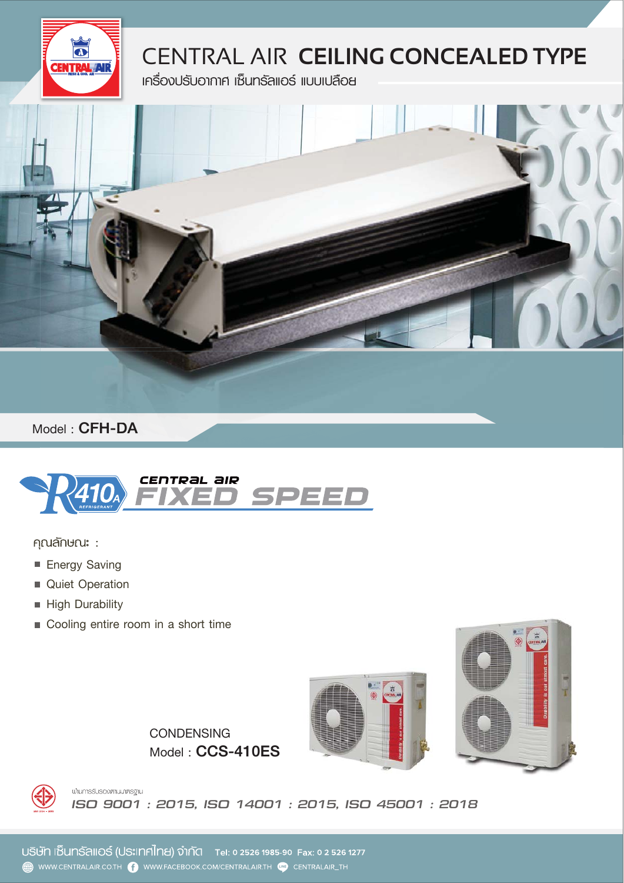# CENTRAL AIR **CEILING CONCEALED TYPE**

เครื่องปรับอากาศ เซ็นทรัลแอร์ แบบเปลือย

Model : **CFH-DA**

R410A REFRIGERANT

CENTRAL AIR **FIXED SPEED**

คุณลักษณะ :

- Energy Saving
- Quiet Operation
- High Durability
- Cooling entire room in a short time

CONDENSING
Model : **CCS-410ES**

ผ่านการรับรองตามมาตรฐาน

*ISO 9001 : 2015, ISO 14001 : 2015, ISO 45001 : 2018*

บริษัท เซ็นทรัลแอร์ (ประเทศไทย) จำกัด Tel: 0 2526 1985-90 Fax: 0 2 526 1277

WWW.CENTRALAIR.CO.TH WWW.FACEBOOK.COM/CENTRALAIR.TH CENTRALAIR_TH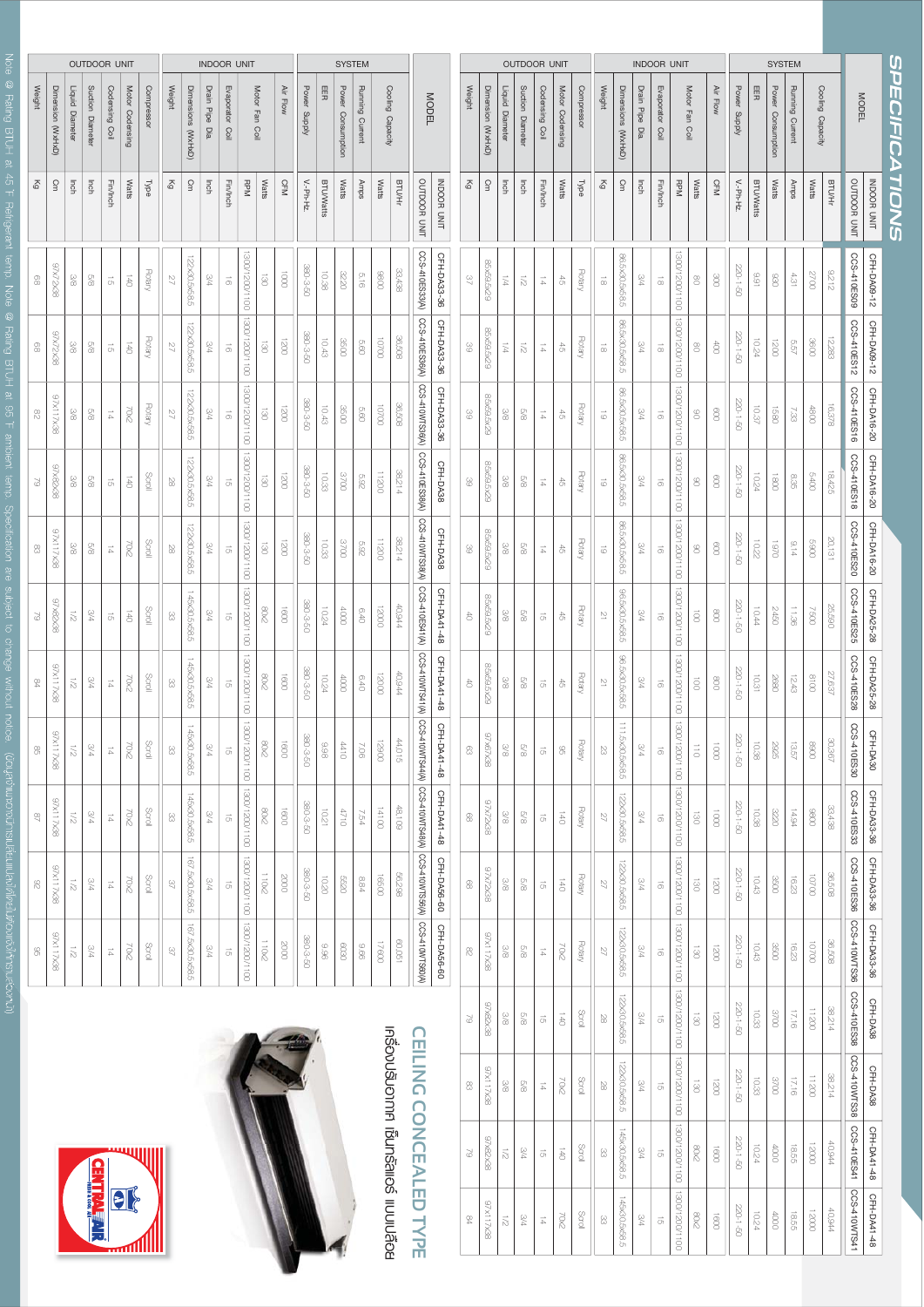# SPECIFICATIONS

| | MODEL | INDOOR UNIT | CFH-DA09-12 | CFH-DA09-12 | CFH-DA16-20 | CFH-DA16-20 | CFH-DA16-20 | CFH-DA25-28 | CFH-DA25-28 | CFH-DA30 | CFH-DA33-36 | CFH-DA33-36 | CFH-DA33-36 | CFH-DA38 | CFH-DA38 | CFH-DA41-48 | CFH-DA41-48 |
|---|---|---|---|---|---|---|---|---|---|---|---|---|---|---|---|---|---|
| | | OUTDOOR UNIT | CCS-410ES09 | CCS-410ES12 | CCS-410ES16 | CCS-410ES18 | CCS-410ES20 | CCS-410ES25 | CCS-410ES28 | CCS-410ES30 | CCS-410ES33 | CCS-410ES36 | CCS-410WTS36 | CCS-410ES38 | CCS-410WTS38 | CCS-410ES41 | CCS-410WTS41 |
| SYSTEM | Cooling Capacity | BTU/Hr | 9212 | 12283 | 16378 | 18425 | 20131 | 25590 | 27637 | 30367 | 33438 | 36508 | 36508 | 38214 | 38214 | 40944 | 40944 |
| | | Watts | 2700 | 3600 | 4800 | 5400 | 5900 | 7500 | 8100 | 8900 | 9800 | 10700 | 10700 | 11200 | 11200 | 12000 | 12000 |
| | Running Current | Amps | 4.31 | 5.57 | 7.33 | 8.35 | 9.14 | 11.36 | 12.43 | 13.57 | 14.94 | 16.23 | 16.23 | 17.16 | 17.16 | 18.55 | 18.55 |
| | Power Consumption | Watts | 930 | 1200 | 1580 | 1800 | 1970 | 2450 | 2680 | 2925 | 3220 | 3500 | 3500 | 3700 | 3700 | 4000 | 4000 |
| | EER | BTU/Watts | 9.91 | 10.24 | 10.37 | 10.24 | 10.22 | 10.44 | 10.31 | 10.38 | 10.38 | 10.43 | 10.43 | 10.33 | 10.33 | 10.24 | 10.24 |
| | Power Supply | V.-Ph-Hz. | 220-1-50 | 220-1-50 | 220-1-50 | 220-1-50 | 220-1-50 | 220-1-50 | 220-1-50 | 220-1-50 | 220-1-50 | 220-1-50 | 220-1-50 | 220-1-50 | 220-1-50 | 220-1-50 | 220-1-50 |
| INDOOR UNIT | Air Flow | CFM | 300 | 400 | 600 | 600 | 600 | 800 | 800 | 1000 | 1000 | 1200 | 1200 | 1200 | 1200 | 1600 | 1600 |
| | Motor Fan Coil | Watts | 60 | 60 | 90 | 90 | 90 | 100 | 100 | 110 | 130 | 130 | 130 | 130 | 130 | 80x2 | 80x2 |
| | | RPM | 1300/1200/1100 | 1300/1200/1100 | 1300/1200/1100 | 1300/1200/1100 | 1300/1200/1100 | 1300/1200/1100 | 1300/1200/1100 | 1300/1200/1100 | 1300/1200/1100 | 1300/1200/1100 | 1300/1200/1100 | 1300/1200/1100 | 1300/1200/1100 | 1300/1200/1100 | 1300/1200/1100 |
| | Evaporator Coil | Fin/Inch | 18 | 18 | 16 | 16 | 16 | 16 | 16 | 16 | 16 | 16 | 16 | 15 | 15 | 15 | 15 |
| | Drain Pipe Dia. | Inch | 3/4 | 3/4 | 3/4 | 3/4 | 3/4 | 3/4 | 3/4 | 3/4 | 3/4 | 3/4 | 3/4 | 3/4 | 3/4 | 3/4 | 3/4 |
| | Dimensions (WxHxD) | Cm | 86.5x30.5x58.5 | 86.5x30.5x58.5 | 86.5x30.5x58.5 | 86.5x30.5x58.5 | 86.5x30.5x58.5 | 96.5x30.5x58.5 | 96.5x30.5x58.5 | 111.5x30.5x58.5 | 122x30.5x58.5 | 122x30.5x58.5 | 122x30.5x58.5 | 122x30.5x58.5 | 122x30.5x58.5 | 145x30.5x58.5 | 145x30.5x58.5 |
| | Weight | Kg | 18 | 18 | 19 | 19 | 19 | 21 | 21 | 23 | 27 | 27 | 27 | 28 | 28 | 33 | 33 |
| OUTDOOR UNIT | Compressor | Type | Rotary | Rotary | Rotary | Rotary | Rotary | Rotary | Rotary | Rotary | Rotary | Rotary | Rotary | Scroll | Scroll | Scroll | Scroll |
| | Motor Codensing | Watts | 45 | 45 | 45 | 45 | 45 | 45 | 45 | 95 | 140 | 140 | 70x2 | 140 | 70x2 | 140 | 70x2 |
| | Codensing Coil | Fin/Inch | 14 | 14 | 14 | 14 | 14 | 15 | 15 | 15 | 15 | 15 | 14 | 15 | 14 | 15 | 14 |
| | Suction Diameter | Inch | 1/2 | 1/2 | 5/8 | 5/8 | 5/8 | 5/8 | 5/8 | 5/8 | 5/8 | 5/8 | 5/8 | 5/8 | 5/8 | 3/4 | 3/4 |
| | Liquid Diameter | Inch | 1/4 | 1/4 | 3/8 | 3/8 | 3/8 | 3/8 | 3/8 | 3/8 | 3/8 | 3/8 | 3/8 | 3/8 | 3/8 | 1/2 | 1/2 |
| | Dimension (WxHxD) | Cm | 85x59.5x29 | 85x59.5x29 | 85x59.5x29 | 85x59.5x29 | 85x59.5x29 | 85x59.5x29 | 85x59.5x29 | 97x72x28 | 97x72x28 | 97x72x28 | 97x117x28 | 97x82x28 | 97x117x28 | 97x82x28 | 97x117x28 |
| | Weight | Kg | 37 | 39 | 39 | 39 | 39 | 40 | 40 | 63 | 68 | 68 | 82 | 79 | 83 | 79 | 84 |

## CEILING CONCEALED TYPE

เครื่องปรับอากาศ เซ็นทรัลแอร์ แบบเปลือย

| | MODEL | INDOOR UNIT | CFH-DA33-36 | CFH-DA33-36 | CFH-DA33-36 | CFH-DA38 | CFH-DA38 | CFH-DA41-48 | CFH-DA41-48 | CFH-DA41-48 | CFH-DA41-48 | CFH-DA56-60 | CFH-DA56-60 |
|---|---|---|---|---|---|---|---|---|---|---|---|---|---|
| | | OUTDOOR UNIT | CCS-410ES33(A) | CCS-410ES36(A) | CCS-410WTS36(A) | CCS-410ES38(A) | CCS-410WTS38(A) | CCS-410ES41(A) | CCS-410WTS41(A) | CCS-410WTS44(A) | CCS-410WTS48(A) | CCS-410WTS56(A) | CCS-410WTS60(A) |
| SYSTEM | Cooling Capacity | BTU/Hr | 33438 | 36508 | 36508 | 38214 | 38214 | 40944 | 40944 | 44015 | 48109 | 56298 | 60051 |
| | | Watts | 9800 | 10700 | 10700 | 11200 | 11200 | 12000 | 12000 | 12900 | 14100 | 16500 | 17600 |
| | Running Current | Amps | 5.16 | 5.60 | 5.60 | 5.92 | 5.92 | 6.40 | 6.40 | 7.06 | 7.54 | 8.84 | 9.66 |
| | Power Consumption | Watts | 3220 | 3500 | 3500 | 3700 | 3700 | 4000 | 4000 | 4410 | 4710 | 5500 | 6030 |
| | EER | BTU/Watts | 10.38 | 10.43 | 10.43 | 10.33 | 10.33 | 10.24 | 10.24 | 9.98 | 10.21 | 10.20 | 9.96 |
| | Power Supply | V.-Ph-Hz. | 380-3-50 | 380-3-50 | 380-3-50 | 380-3-50 | 380-3-50 | 380-3-50 | 380-3-50 | 380-3-50 | 380-3-50 | 380-3-50 | 380-3-50 |
| INDOOR UNIT | Air Flow | CFM | 1000 | 1200 | 1200 | 1200 | 1200 | 1600 | 1600 | 1600 | 1600 | 2000 | 2000 |
| | Motor Fan Coil | Watts | 130 | 130 | 130 | 130 | 130 | 80x2 | 80x2 | 80x2 | 80x2 | 110x2 | 110x2 |
| | | RPM | 1300/1200/1100 | 1300/1200/1100 | 1300/1200/1100 | 1300/1200/1100 | 1300/1200/1100 | 1300/1200/1100 | 1300/1200/1100 | 1300/1200/1100 | 1300/1200/1100 | 1300/1200/1100 | 1300/1200/1100 |
| | Evaporator Coil | Fin/Inch | 16 | 16 | 16 | 15 | 15 | 15 | 15 | 15 | 15 | 15 | 15 |
| | Drain Pipe Dia. | Inch | 3/4 | 3/4 | 3/4 | 3/4 | 3/4 | 3/4 | 3/4 | 3/4 | 3/4 | 3/4 | 3/4 |
| | Dimensions (WxHxD) | Cm | 122x30.5x58.5 | 122x30.5x58.5 | 122x30.5x58.5 | 122x30.5x58.5 | 122x30.5x58.5 | 145x30.5x58.5 | 145x30.5x58.5 | 145x30.5x58.5 | 145x30.5x58.5 | 167.5x30.5x58.5 | 167.5x30.5x58.5 |
| | Weight | Kg | 27 | 27 | 27 | 28 | 28 | 33 | 33 | 33 | 33 | 37 | 37 |
| OUTDOOR UNIT | Compressor | Type | Rotary | Rotary | Rotary | Scroll | Scroll | Scroll | Scroll | Scroll | Scroll | Scroll | Scroll |
| | Motor Codensing | Watts | 140 | 140 | 70x2 | 140 | 70x2 | 140 | 70x2 | 70x2 | 70x2 | 70x2 | 70x2 |
| | Codensing Coil | Fin/Inch | 15 | 15 | 14 | 15 | 14 | 15 | 14 | 14 | 14 | 14 | 14 |
| | Suction Diameter | Inch | 5/8 | 5/8 | 5/8 | 5/8 | 5/8 | 3/4 | 3/4 | 3/4 | 3/4 | 3/4 | 3/4 |
| | Liquid Diameter | Inch | 3/8 | 3/8 | 3/8 | 3/8 | 3/8 | 1/2 | 1/2 | 1/2 | 1/2 | 1/2 | 1/2 |
| | Dimension (WxHxD) | Cm | 97x72x28 | 97x72x28 | 97x117x28 | 97x82x28 | 97x117x28 | 97x82x28 | 97x117x28 | 97x117x28 | 97x117x28 | 97x117x28 | 97x117x28 |
| | Weight | Kg | 68 | 68 | 82 | 79 | 83 | 79 | 84 | 85 | 87 | 92 | 95 |

Note @ Rating BTU/H at 45 °F Refrigerant temp. Note @ Rating BTU/H at 95 °F ambient temp. Specification are subject to change without notice. (ข้อมูลทางเทคนิคอาจมีการเปลี่ยนแปลงได้โดยไม่ต้องแจ้งให้ทราบล่วงหน้า)